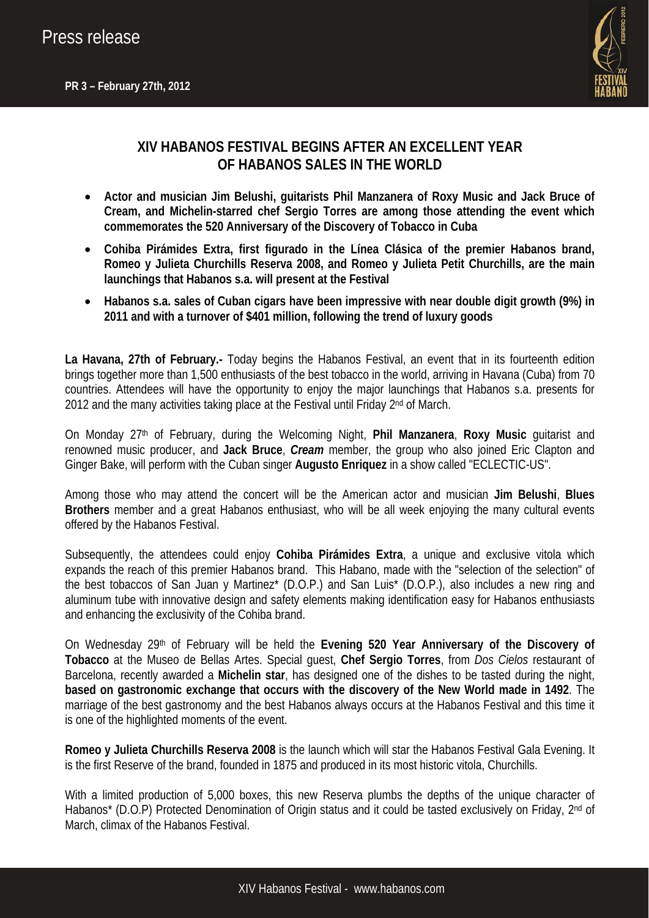# Press release

**PR 3 – February 27th, 2012**

## XIV HABANOS FESTIVAL BEGINS AFTER AN EXCELLENT YEAR OF HABANOS SALES IN THE WORLD

- **Actor and musician Jim Belushi, guitarists Phil Manzanera of Roxy Music and Jack Bruce of Cream, and Michelin-starred chef Sergio Torres are among those attending the event which commemorates the 520 Anniversary of the Discovery of Tobacco in Cuba**
- **Cohiba Pirámides Extra, first figurado in the Línea Clásica of the premier Habanos brand, Romeo y Julieta Churchills Reserva 2008, and Romeo y Julieta Petit Churchills, are the main launchings that Habanos s.a. will present at the Festival**
- **Habanos s.a. sales of Cuban cigars have been impressive with near double digit growth (9%) in 2011 and with a turnover of $401 million, following the trend of luxury goods**

**La Havana, 27th of February.-** Today begins the Habanos Festival, an event that in its fourteenth edition brings together more than 1,500 enthusiasts of the best tobacco in the world, arriving in Havana (Cuba) from 70 countries. Attendees will have the opportunity to enjoy the major launchings that Habanos s.a. presents for 2012 and the many activities taking place at the Festival until Friday 2nd of March.

On Monday 27th of February, during the Welcoming Night, **Phil Manzanera**, **Roxy Music** guitarist and renowned music producer, and **Jack Bruce**, ***Cream*** member, the group who also joined Eric Clapton and Ginger Bake, will perform with the Cuban singer **Augusto Enriquez** in a show called "ECLECTIC-US".

Among those who may attend the concert will be the American actor and musician **Jim Belushi**, **Blues Brothers** member and a great Habanos enthusiast, who will be all week enjoying the many cultural events offered by the Habanos Festival.

Subsequently, the attendees could enjoy **Cohiba Pirámides Extra**, a unique and exclusive vitola which expands the reach of this premier Habanos brand. This Habano, made with the "selection of the selection" of the best tobaccos of San Juan y Martinez* (D.O.P.) and San Luis* (D.O.P.), also includes a new ring and aluminum tube with innovative design and safety elements making identification easy for Habanos enthusiasts and enhancing the exclusivity of the Cohiba brand.

On Wednesday 29th of February will be held the **Evening 520 Year Anniversary of the Discovery of Tobacco** at the Museo de Bellas Artes. Special guest, **Chef Sergio Torres**, from *Dos Cielos* restaurant of Barcelona, recently awarded a **Michelin star**, has designed one of the dishes to be tasted during the night, **based on gastronomic exchange that occurs with the discovery of the New World made in 1492**. The marriage of the best gastronomy and the best Habanos always occurs at the Habanos Festival and this time it is one of the highlighted moments of the event.

**Romeo y Julieta Churchills Reserva 2008** is the launch which will star the Habanos Festival Gala Evening. It is the first Reserve of the brand, founded in 1875 and produced in its most historic vitola, Churchills.

With a limited production of 5,000 boxes, this new Reserva plumbs the depths of the unique character of Habanos* (D.O.P) Protected Denomination of Origin status and it could be tasted exclusively on Friday, 2nd of March, climax of the Habanos Festival.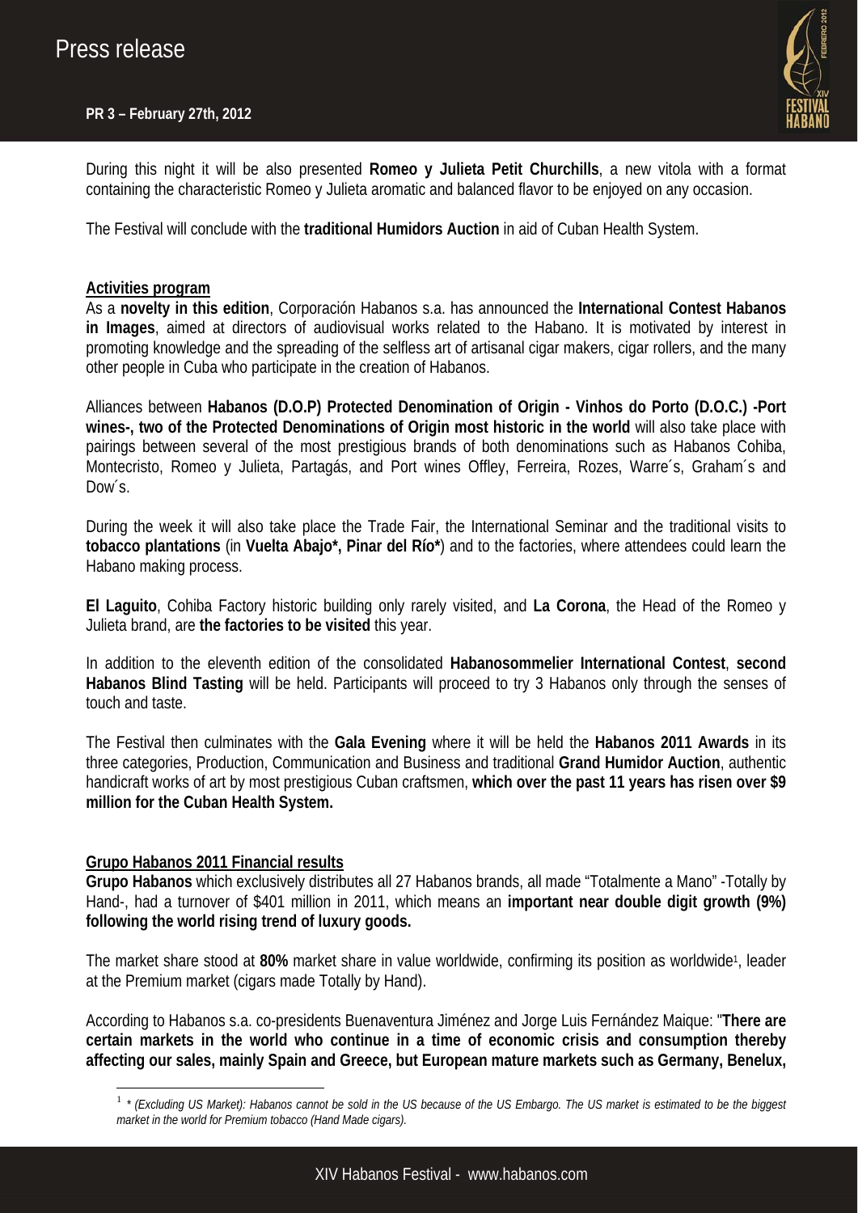During this night it will be also presented **Romeo y Julieta Petit Churchills**, a new vitola with a format containing the characteristic Romeo y Julieta aromatic and balanced flavor to be enjoyed on any occasion.

The Festival will conclude with the **traditional Humidors Auction** in aid of Cuban Health System.

**Activities program**

As a **novelty in this edition**, Corporación Habanos s.a. has announced the **International Contest Habanos in Images**, aimed at directors of audiovisual works related to the Habano. It is motivated by interest in promoting knowledge and the spreading of the selfless art of artisanal cigar makers, cigar rollers, and the many other people in Cuba who participate in the creation of Habanos.

Alliances between **Habanos (D.O.P) Protected Denomination of Origin - Vinhos do Porto (D.O.C.) -Port wines-, two of the Protected Denominations of Origin most historic in the world** will also take place with pairings between several of the most prestigious brands of both denominations such as Habanos Cohiba, Montecristo, Romeo y Julieta, Partagás, and Port wines Offley, Ferreira, Rozes, Warre´s, Graham´s and Dow´s.

During the week it will also take place the Trade Fair, the International Seminar and the traditional visits to **tobacco plantations** (in **Vuelta Abajo\*, Pinar del Río\***) and to the factories, where attendees could learn the Habano making process.

**El Laguito**, Cohiba Factory historic building only rarely visited, and **La Corona**, the Head of the Romeo y Julieta brand, are **the factories to be visited** this year.

In addition to the eleventh edition of the consolidated **Habanosommelier International Contest**, **second Habanos Blind Tasting** will be held. Participants will proceed to try 3 Habanos only through the senses of touch and taste.

The Festival then culminates with the **Gala Evening** where it will be held the **Habanos 2011 Awards** in its three categories, Production, Communication and Business and traditional **Grand Humidor Auction**, authentic handicraft works of art by most prestigious Cuban craftsmen, **which over the past 11 years has risen over $9 million for the Cuban Health System.**

**Grupo Habanos 2011 Financial results**

**Grupo Habanos** which exclusively distributes all 27 Habanos brands, all made "Totalmente a Mano" -Totally by Hand-, had a turnover of $401 million in 2011, which means an **important near double digit growth (9%) following the world rising trend of luxury goods.**

The market share stood at **80%** market share in value worldwide, confirming its position as worldwide[1], leader at the Premium market (cigars made Totally by Hand).

According to Habanos s.a. co-presidents Buenaventura Jiménez and Jorge Luis Fernández Maique: "**There are certain markets in the world who continue in a time of economic crisis and consumption thereby affecting our sales, mainly Spain and Greece, but European mature markets such as Germany, Benelux,**

[1] *\* (Excluding US Market): Habanos cannot be sold in the US because of the US Embargo. The US market is estimated to be the biggest market in the world for Premium tobacco (Hand Made cigars).*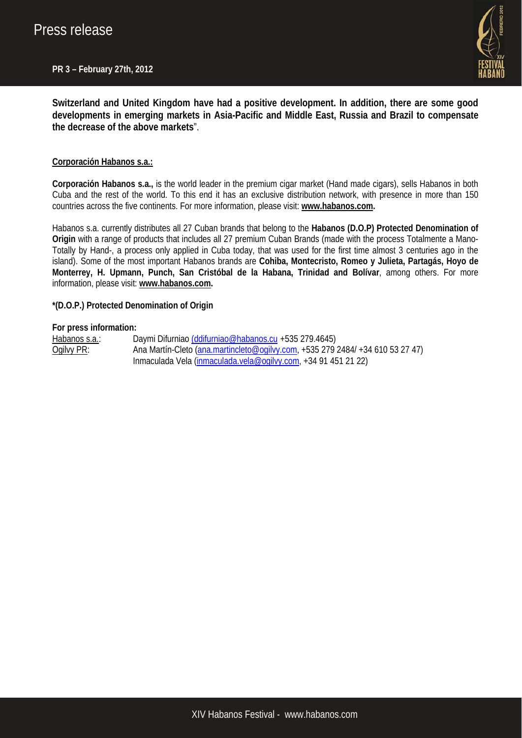**Switzerland and United Kingdom have had a positive development. In addition, there are some good developments in emerging markets in Asia-Pacific and Middle East, Russia and Brazil to compensate the decrease of the above markets**".

**Corporación Habanos s.a.:**

**Corporación Habanos s.a.,** is the world leader in the premium cigar market (Hand made cigars), sells Habanos in both Cuba and the rest of the world. To this end it has an exclusive distribution network, with presence in more than 150 countries across the five continents. For more information, please visit: **www.habanos.com.**

Habanos s.a. currently distributes all 27 Cuban brands that belong to the **Habanos (D.O.P) Protected Denomination of Origin** with a range of products that includes all 27 premium Cuban Brands (made with the process Totalmente a Mano- Totally by Hand-, a process only applied in Cuba today, that was used for the first time almost 3 centuries ago in the island). Some of the most important Habanos brands are **Cohiba, Montecristo, Romeo y Julieta, Partagás, Hoyo de Monterrey, H. Upmann, Punch, San Cristóbal de la Habana, Trinidad and Bolívar**, among others. For more information, please visit: **www.habanos.com.**

**\*(D.O.P.) Protected Denomination of Origin**

**For press information:**

Habanos s.a.: Daymi Difurniao (ddifurniao@habanos.cu +535 279.4645)

Ogilvy PR: Ana Martín-Cleto (ana.martincleto@ogilvy.com, +535 279 2484/ +34 610 53 27 47)
Inmaculada Vela (inmaculada.vela@ogilvy.com, +34 91 451 21 22)